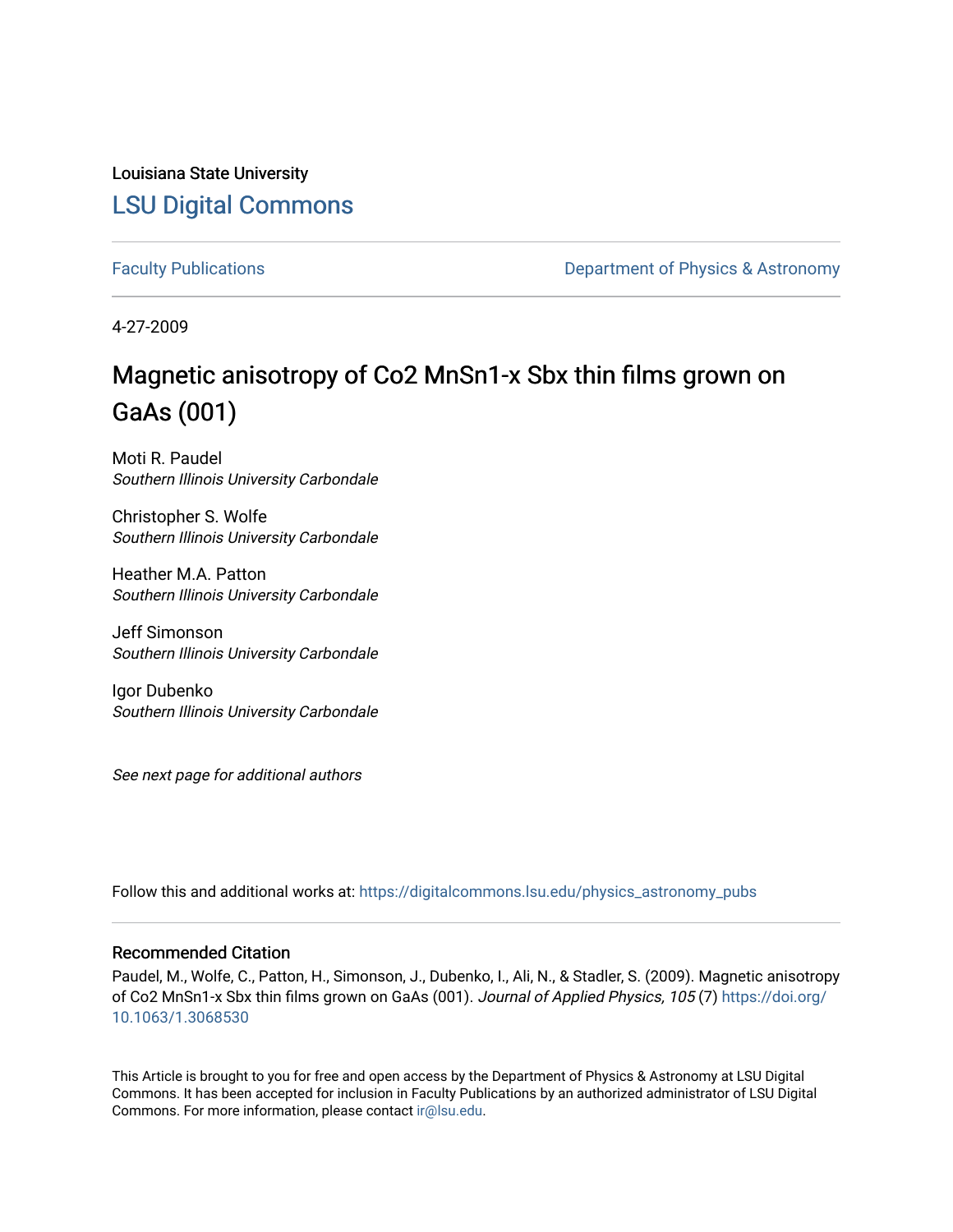Louisiana State University

## LSU Digital Commons

Faculty Publications | Department of Physics & Astronomy

4-27-2009

# Magnetic anisotropy of Co2 MnSn1-x Sbx thin films grown on GaAs (001)

Moti R. Paudel
*Southern Illinois University Carbondale*

Christopher S. Wolfe
*Southern Illinois University Carbondale*

Heather M.A. Patton
*Southern Illinois University Carbondale*

Jeff Simonson
*Southern Illinois University Carbondale*

Igor Dubenko
*Southern Illinois University Carbondale*

*See next page for additional authors*

Follow this and additional works at: https://digitalcommons.lsu.edu/physics_astronomy_pubs

### Recommended Citation

Paudel, M., Wolfe, C., Patton, H., Simonson, J., Dubenko, I., Ali, N., & Stadler, S. (2009). Magnetic anisotropy of Co2 MnSn1-x Sbx thin films grown on GaAs (001). *Journal of Applied Physics, 105* (7) https://doi.org/10.1063/1.3068530

This Article is brought to you for free and open access by the Department of Physics & Astronomy at LSU Digital Commons. It has been accepted for inclusion in Faculty Publications by an authorized administrator of LSU Digital Commons. For more information, please contact ir@lsu.edu.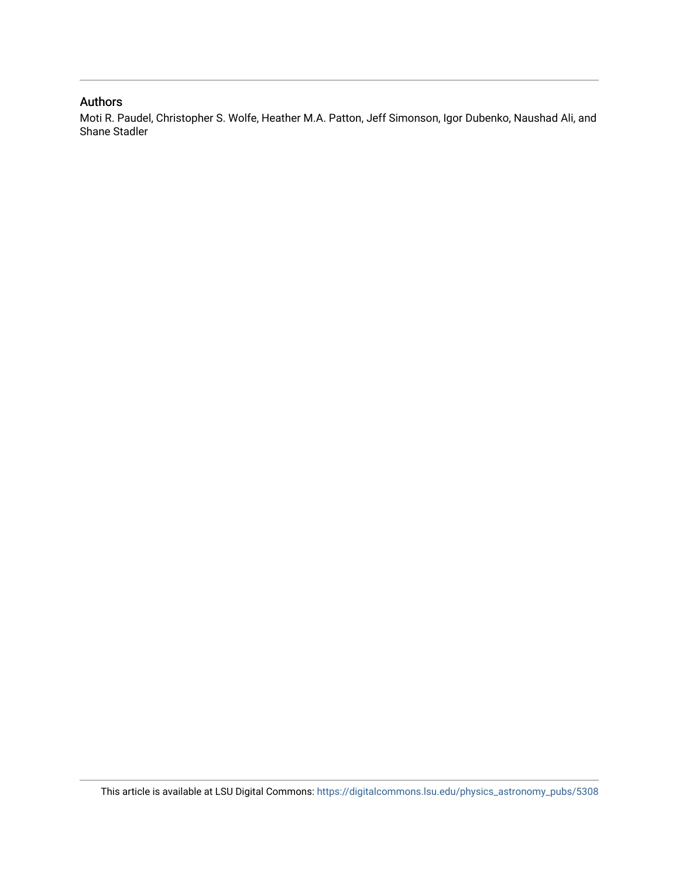## Authors

Moti R. Paudel, Christopher S. Wolfe, Heather M.A. Patton, Jeff Simonson, Igor Dubenko, Naushad Ali, and Shane Stadler

This article is available at LSU Digital Commons: https://digitalcommons.lsu.edu/physics_astronomy_pubs/5308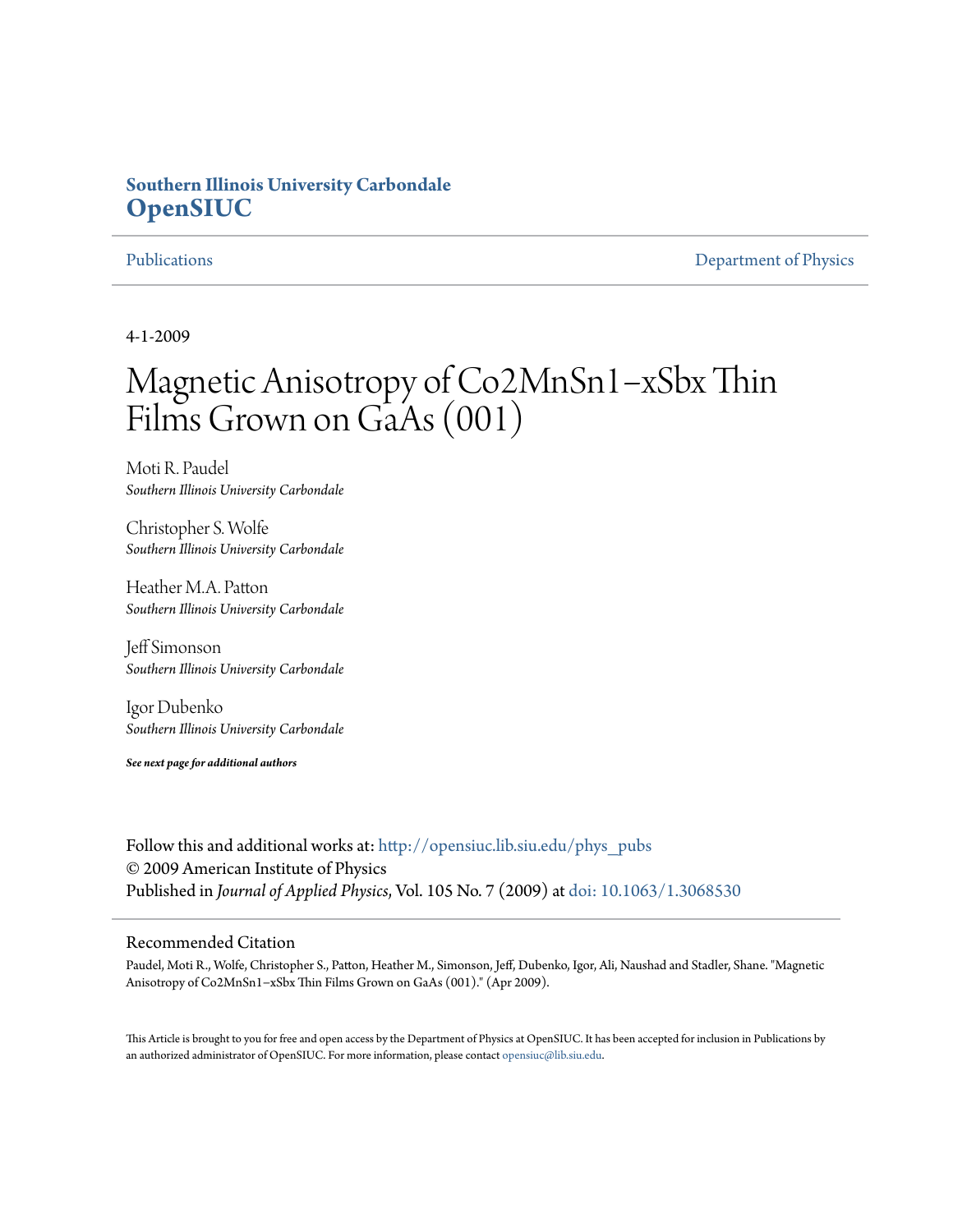Southern Illinois University Carbondale
**OpenSIUC**

Publications

Department of Physics

4-1-2009

# Magnetic Anisotropy of Co2MnSn1−xSbx Thin Films Grown on GaAs (001)

Moti R. Paudel
*Southern Illinois University Carbondale*

Christopher S. Wolfe
*Southern Illinois University Carbondale*

Heather M.A. Patton
*Southern Illinois University Carbondale*

Jeff Simonson
*Southern Illinois University Carbondale*

Igor Dubenko
*Southern Illinois University Carbondale*

***See next page for additional authors***

Follow this and additional works at: http://opensiuc.lib.siu.edu/phys_pubs
© 2009 American Institute of Physics
Published in *Journal of Applied Physics*, Vol. 105 No. 7 (2009) at doi: 10.1063/1.3068530

## Recommended Citation

Paudel, Moti R., Wolfe, Christopher S., Patton, Heather M., Simonson, Jeff, Dubenko, Igor, Ali, Naushad and Stadler, Shane. "Magnetic Anisotropy of Co2MnSn1−xSbx Thin Films Grown on GaAs (001)." (Apr 2009).

This Article is brought to you for free and open access by the Department of Physics at OpenSIUC. It has been accepted for inclusion in Publications by an authorized administrator of OpenSIUC. For more information, please contact opensiuc@lib.siu.edu.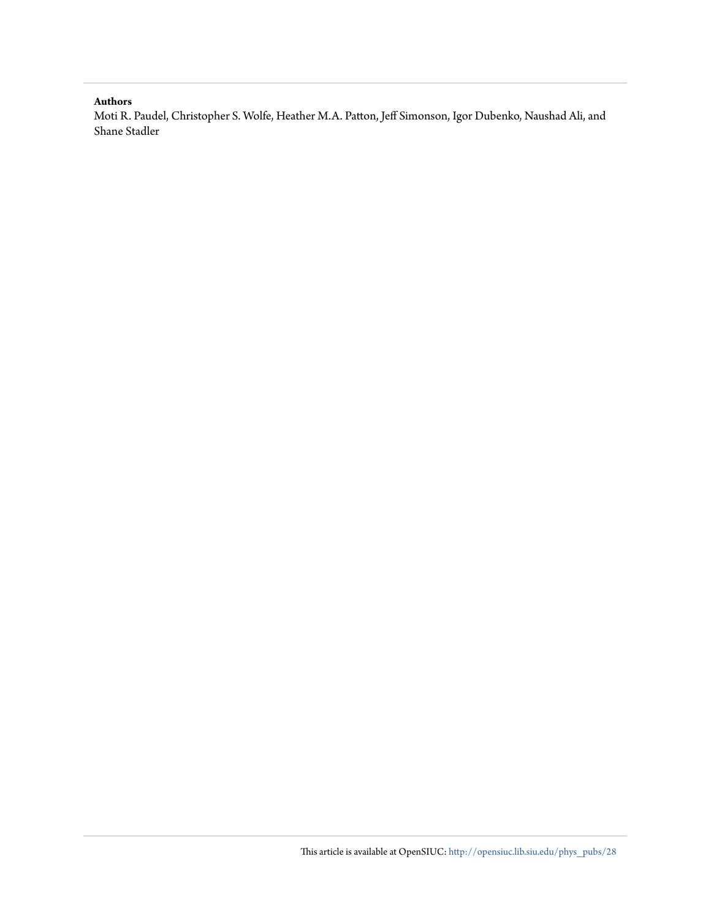**Authors**

Moti R. Paudel, Christopher S. Wolfe, Heather M.A. Patton, Jeff Simonson, Igor Dubenko, Naushad Ali, and Shane Stadler

This article is available at OpenSIUC: http://opensiuc.lib.siu.edu/phys_pubs/28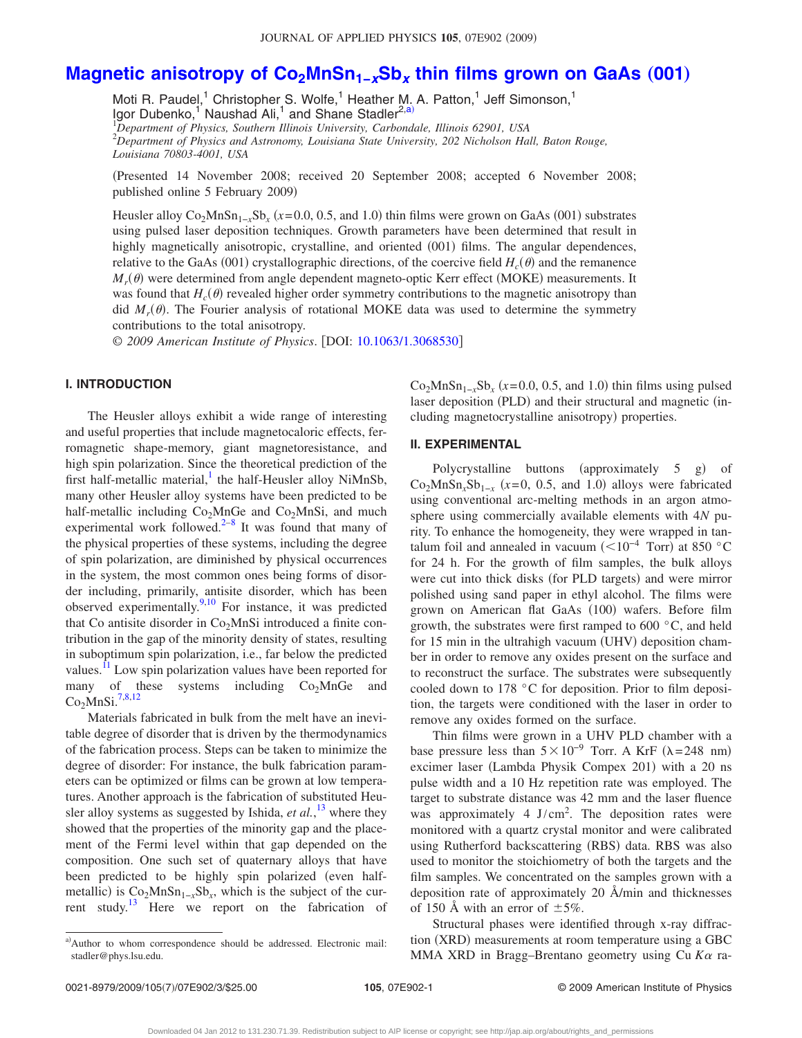# Magnetic anisotropy of $Co_2MnSn_{1-x}Sb_x$ thin films grown on GaAs (001)

Moti R. Paudel,[1] Christopher S. Wolfe,[1] Heather M. A. Patton,[1] Jeff Simonson,[1] Igor Dubenko,[1] Naushad Ali,[1] and Shane Stadler[2,a)]

[1]*Department of Physics, Southern Illinois University, Carbondale, Illinois 62901, USA*
[2]*Department of Physics and Astronomy, Louisiana State University, 202 Nicholson Hall, Baton Rouge, Louisiana 70803-4001, USA*

(Presented 14 November 2008; received 20 September 2008; accepted 6 November 2008; published online 5 February 2009)

Heusler alloy $Co_2MnSn_{1-x}Sb_x$ ($x$=0.0, 0.5, and 1.0) thin films were grown on GaAs (001) substrates using pulsed laser deposition techniques. Growth parameters have been determined that result in highly magnetically anisotropic, crystalline, and oriented (001) films. The angular dependences, relative to the GaAs (001) crystallographic directions, of the coercive field $H_c(\theta)$ and the remanence $M_r(\theta)$ were determined from angle dependent magneto-optic Kerr effect (MOKE) measurements. It was found that $H_c(\theta)$ revealed higher order symmetry contributions to the magnetic anisotropy than did $M_r(\theta)$. The Fourier analysis of rotational MOKE data was used to determine the symmetry contributions to the total anisotropy.

© *2009 American Institute of Physics*. [DOI: 10.1063/1.3068530]

## I. INTRODUCTION

The Heusler alloys exhibit a wide range of interesting and useful properties that include magnetocaloric effects, ferromagnetic shape-memory, giant magnetoresistance, and high spin polarization. Since the theoretical prediction of the first half-metallic material,[1] the half-Heusler alloy NiMnSb, many other Heusler alloy systems have been predicted to be half-metallic including $Co_2MnGe$ and $Co_2MnSi$, and much experimental work followed.[2–8] It was found that many of the physical properties of these systems, including the degree of spin polarization, are diminished by physical occurrences in the system, the most common ones being forms of disorder including, primarily, antisite disorder, which has been observed experimentally.[9,10] For instance, it was predicted that Co antisite disorder in $Co_2MnSi$ introduced a finite contribution in the gap of the minority density of states, resulting in suboptimum spin polarization, i.e., far below the predicted values.[11] Low spin polarization values have been reported for many of these systems including $Co_2MnGe$ and $Co_2MnSi$.[7,8,12]

Materials fabricated in bulk from the melt have an inevitable degree of disorder that is driven by the thermodynamics of the fabrication process. Steps can be taken to minimize the degree of disorder: For instance, the bulk fabrication parameters can be optimized or films can be grown at low temperatures. Another approach is the fabrication of substituted Heusler alloy systems as suggested by Ishida, *et al.*,[13] where they showed that the properties of the minority gap and the placement of the Fermi level within that gap depended on the composition. One such set of quaternary alloys that have been predicted to be highly spin polarized (even half-metallic) is $Co_2MnSn_{1-x}Sb_x$, which is the subject of the current study.[13] Here we report on the fabrication of $Co_2MnSn_{1-x}Sb_x$ ($x$=0.0, 0.5, and 1.0) thin films using pulsed laser deposition (PLD) and their structural and magnetic (including magnetocrystalline anisotropy) properties.

## II. EXPERIMENTAL

Polycrystalline buttons (approximately 5 g) of $Co_2MnSn_xSb_{1-x}$ ($x$=0, 0.5, and 1.0) alloys were fabricated using conventional arc-melting methods in an argon atmosphere using commercially available elements with 4*N* purity. To enhance the homogeneity, they were wrapped in tantalum foil and annealed in vacuum ($<10^{-4}$ Torr) at 850 °C for 24 h. For the growth of film samples, the bulk alloys were cut into thick disks (for PLD targets) and were mirror polished using sand paper in ethyl alcohol. The films were grown on American flat GaAs (100) wafers. Before film growth, the substrates were first ramped to 600 °C, and held for 15 min in the ultrahigh vacuum (UHV) deposition chamber in order to remove any oxides present on the surface and to reconstruct the surface. The substrates were subsequently cooled down to 178 °C for deposition. Prior to film deposition, the targets were conditioned with the laser in order to remove any oxides formed on the surface.

Thin films were grown in a UHV PLD chamber with a base pressure less than $5\times10^{-9}$ Torr. A KrF ($\lambda$=248 nm) excimer laser (Lambda Physik Compex 201) with a 20 ns pulse width and a 10 Hz repetition rate was employed. The target to substrate distance was 42 mm and the laser fluence was approximately 4 $J/cm^2$. The deposition rates were monitored with a quartz crystal monitor and were calibrated using Rutherford backscattering (RBS) data. RBS was also used to monitor the stoichiometry of both the targets and the film samples. We concentrated on the samples grown with a deposition rate of approximately 20 Å/min and thicknesses of 150 Å with an error of ±5%.

Structural phases were identified through x-ray diffraction (XRD) measurements at room temperature using a GBC MMA XRD in Bragg–Brentano geometry using Cu $K\alpha$ ra-

a)Author to whom correspondence should be addressed. Electronic mail: stadler@phys.lsu.edu.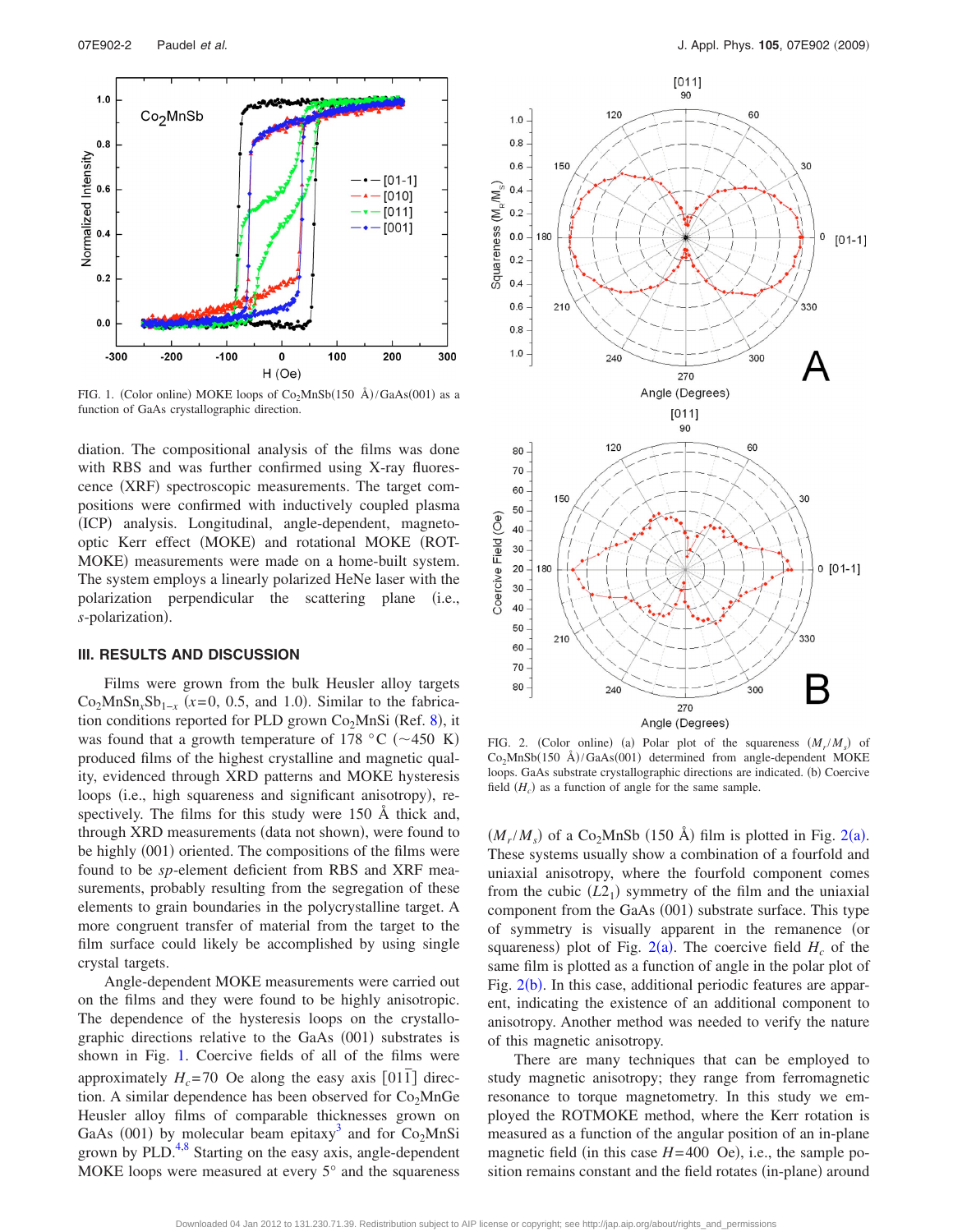FIG. 1. (Color online) MOKE loops of $Co_2MnSb$(150 Å)/GaAs(001) as a function of GaAs crystallographic direction.

diation. The compositional analysis of the films was done with RBS and was further confirmed using X-ray fluorescence (XRF) spectroscopic measurements. The target compositions were confirmed with inductively coupled plasma (ICP) analysis. Longitudinal, angle-dependent, magneto-optic Kerr effect (MOKE) and rotational MOKE (ROTMOKE) measurements were made on a home-built system. The system employs a linearly polarized HeNe laser with the polarization perpendicular the scattering plane (i.e., *s*-polarization).

## III. RESULTS AND DISCUSSION

Films were grown from the bulk Heusler alloy targets $Co_2MnSn_xSb_{1-x}$ ($x$=0, 0.5, and 1.0). Similar to the fabrication conditions reported for PLD grown $Co_2MnSi$ (Ref. 8), it was found that a growth temperature of 178 °C (~450 K) produced films of the highest crystalline and magnetic quality, evidenced through XRD patterns and MOKE hysteresis loops (i.e., high squareness and significant anisotropy), respectively. The films for this study were 150 Å thick and, through XRD measurements (data not shown), were found to be highly (001) oriented. The compositions of the films were found to be *sp*-element deficient from RBS and XRF measurements, probably resulting from the segregation of these elements to grain boundaries in the polycrystalline target. A more congruent transfer of material from the target to the film surface could likely be accomplished by using single crystal targets.

Angle-dependent MOKE measurements were carried out on the films and they were found to be highly anisotropic. The dependence of the hysteresis loops on the crystallographic directions relative to the GaAs (001) substrates is shown in Fig. 1. Coercive fields of all of the films were approximately $H_c$=70 Oe along the easy axis $[01\bar{1}]$ direction. A similar dependence has been observed for $Co_2MnGe$ Heusler alloy films of comparable thicknesses grown on GaAs (001) by molecular beam epitaxy[3] and for $Co_2MnSi$ grown by PLD.[4,8] Starting on the easy axis, angle-dependent MOKE loops were measured at every 5° and the squareness

FIG. 2. (Color online) (a) Polar plot of the squareness ($M_r/M_s$) of $Co_2MnSb$(150 Å)/GaAs(001) determined from angle-dependent MOKE loops. GaAs substrate crystallographic directions are indicated. (b) Coercive field ($H_c$) as a function of angle for the same sample.

($M_r/M_s$) of a $Co_2MnSb$ (150 Å) film is plotted in Fig. 2(a). These systems usually show a combination of a fourfold and uniaxial anisotropy, where the fourfold component comes from the cubic ($L2_1$) symmetry of the film and the uniaxial component from the GaAs (001) substrate surface. This type of symmetry is visually apparent in the remanence (or squareness) plot of Fig. 2(a). The coercive field $H_c$ of the same film is plotted as a function of angle in the polar plot of Fig. 2(b). In this case, additional periodic features are apparent, indicating the existence of an additional component to anisotropy. Another method was needed to verify the nature of this magnetic anisotropy.

There are many techniques that can be employed to study magnetic anisotropy; they range from ferromagnetic resonance to torque magnetometry. In this study we employed the ROTMOKE method, where the Kerr rotation is measured as a function of the angular position of an in-plane magnetic field (in this case $H$=400 Oe), i.e., the sample position remains constant and the field rotates (in-plane) around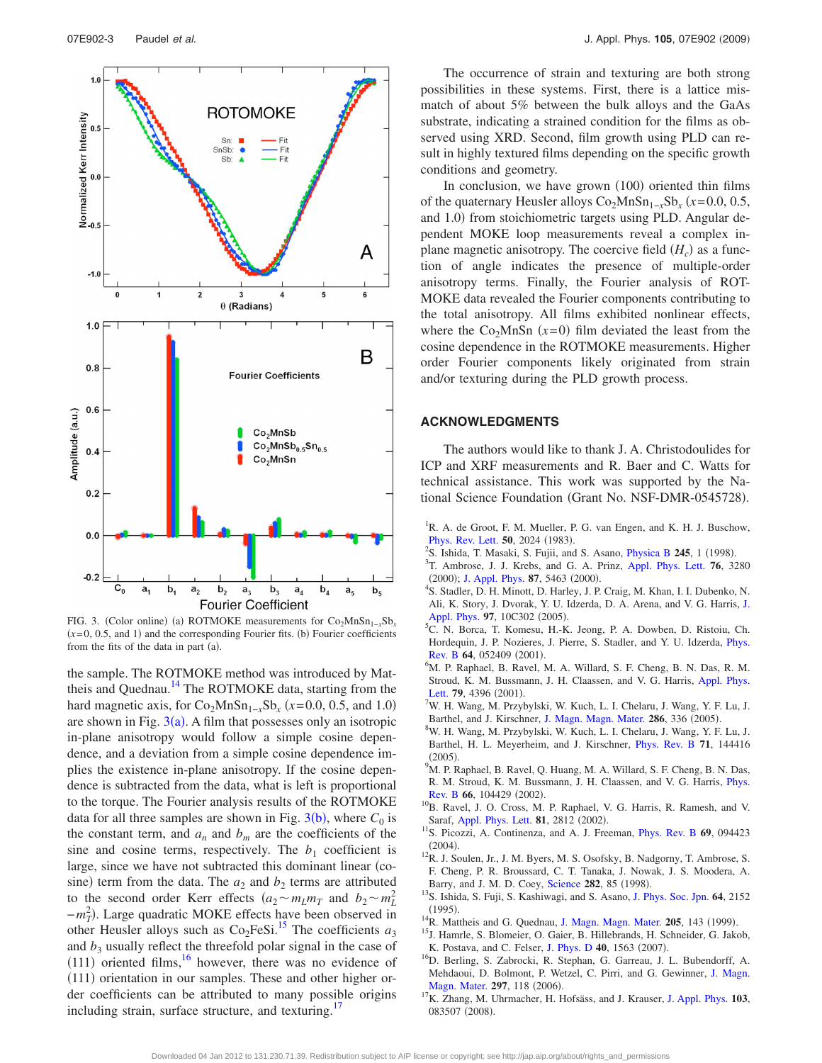ROTOMOKE

Sn: Fit
SnSb: Fit
Sb: Fit

A

Normalized Kerr Intensity

1.0
0.5
0.0
-0.5
-1.0

0 1 2 3 4 5 6

θ (Radians)

B

Fourier Coefficients

$Co_2MnSb$
$Co_2MnSb_{0.5}Sn_{0.5}$
$Co_2MnSn$

Amplitude (a.u.)

1.0
0.8
0.6
0.4
0.2
0.0
-0.2

$C_0$ $a_1$ $b_1$ $a_2$ $b_2$ $a_3$ $b_3$ $a_4$ $b_4$ $a_5$ $b_5$

Fourier Coefficient

FIG. 3. (Color online) (a) ROTMOKE measurements for $Co_2MnSn_{1-x}Sb_x$ ($x=0$, 0.5, and 1) and the corresponding Fourier fits. (b) Fourier coefficients from the fits of the data in part (a).

the sample. The ROTMOKE method was introduced by Mattheis and Quednau.[14] The ROTMOKE data, starting from the hard magnetic axis, for $Co_2MnSn_{1-x}Sb_x$ ($x=0.0$, 0.5, and 1.0) are shown in Fig. 3(a). A film that possesses only an isotropic in-plane anisotropy would follow a simple cosine dependence, and a deviation from a simple cosine dependence implies the existence in-plane anisotropy. If the cosine dependence is subtracted from the data, what is left is proportional to the torque. The Fourier analysis results of the ROTMOKE data for all three samples are shown in Fig. 3(b), where $C_0$ is the constant term, and $a_n$ and $b_m$ are the coefficients of the sine and cosine terms, respectively. The $b_1$ coefficient is large, since we have not subtracted this dominant linear (cosine) term from the data. The $a_2$ and $b_2$ terms are attributed to the second order Kerr effects ($a_2 \sim m_L m_T$ and $b_2 \sim m_L^2 - m_T^2$). Large quadratic MOKE effects have been observed in other Heusler alloys such as $Co_2FeSi$.[15] The coefficients $a_3$ and $b_3$ usually reflect the threefold polar signal in the case of (111) oriented films,[16] however, there was no evidence of (111) orientation in our samples. These and other higher order coefficients can be attributed to many possible origins including strain, surface structure, and texturing.[17]

The occurrence of strain and texturing are both strong possibilities in these systems. First, there is a lattice mismatch of about 5% between the bulk alloys and the GaAs substrate, indicating a strained condition for the films as observed using XRD. Second, film growth using PLD can result in highly textured films depending on the specific growth conditions and geometry.

In conclusion, we have grown (100) oriented thin films of the quaternary Heusler alloys $Co_2MnSn_{1-x}Sb_x$ ($x=0.0$, 0.5, and 1.0) from stoichiometric targets using PLD. Angular dependent MOKE loop measurements reveal a complex in-plane magnetic anisotropy. The coercive field ($H_c$) as a function of angle indicates the presence of multiple-order anisotropy terms. Finally, the Fourier analysis of ROTMOKE data revealed the Fourier components contributing to the total anisotropy. All films exhibited nonlinear effects, where the $Co_2MnSn$ ($x=0$) film deviated the least from the cosine dependence in the ROTMOKE measurements. Higher order Fourier components likely originated from strain and/or texturing during the PLD growth process.

## ACKNOWLEDGMENTS

The authors would like to thank J. A. Christodoulides for ICP and XRF measurements and R. Baer and C. Watts for technical assistance. This work was supported by the National Science Foundation (Grant No. NSF-DMR-0545728).

[1] R. A. de Groot, F. M. Mueller, P. G. van Engen, and K. H. J. Buschow, Phys. Rev. Lett. **50**, 2024 (1983).
[2] S. Ishida, T. Masaki, S. Fujii, and S. Asano, Physica B **245**, 1 (1998).
[3] T. Ambrose, J. J. Krebs, and G. A. Prinz, Appl. Phys. Lett. **76**, 3280 (2000); J. Appl. Phys. **87**, 5463 (2000).
[4] S. Stadler, D. H. Minott, D. Harley, J. P. Craig, M. Khan, I. I. Dubenko, N. Ali, K. Story, J. Dvorak, Y. U. Idzerda, D. Arena, and V. G. Harris, J. Appl. Phys. **97**, 10C302 (2005).
[5] C. N. Borca, T. Komesu, H.-K. Jeong, P. A. Dowben, D. Ristoiu, Ch. Hordequin, J. P. Nozieres, J. Pierre, S. Stadler, and Y. U. Idzerda, Phys. Rev. B **64**, 052409 (2001).
[6] M. P. Raphael, B. Ravel, M. A. Willard, S. F. Cheng, B. N. Das, R. M. Stroud, K. M. Bussmann, J. H. Claassen, and V. G. Harris, Appl. Phys. Lett. **79**, 4396 (2001).
[7] W. H. Wang, M. Przybylski, W. Kuch, L. I. Chelaru, J. Wang, Y. F. Lu, J. Barthel, and J. Kirschner, J. Magn. Magn. Mater. **286**, 336 (2005).
[8] W. H. Wang, M. Przybylski, W. Kuch, L. I. Chelaru, J. Wang, Y. F. Lu, J. Barthel, H. L. Meyerheim, and J. Kirschner, Phys. Rev. B **71**, 144416 (2005).
[9] M. P. Raphael, B. Ravel, Q. Huang, M. A. Willard, S. F. Cheng, B. N. Das, R. M. Stroud, K. M. Bussmann, J. H. Claassen, and V. G. Harris, Phys. Rev. B **66**, 104429 (2002).
[10] B. Ravel, J. O. Cross, M. P. Raphael, V. G. Harris, R. Ramesh, and V. Saraf, Appl. Phys. Lett. **81**, 2812 (2002).
[11] S. Picozzi, A. Continenza, and A. J. Freeman, Phys. Rev. B **69**, 094423 (2004).
[12] R. J. Soulen, Jr., J. M. Byers, M. S. Osofsky, B. Nadgorny, T. Ambrose, S. F. Cheng, P. R. Broussard, C. T. Tanaka, J. Nowak, J. S. Moodera, A. Barry, and J. M. D. Coey, Science **282**, 85 (1998).
[13] S. Ishida, S. Fuji, S. Kashiwagi, and S. Asano, J. Phys. Soc. Jpn. **64**, 2152 (1995).
[14] R. Mattheis and G. Quednau, J. Magn. Magn. Mater. **205**, 143 (1999).
[15] J. Hamrle, S. Blomeier, O. Gaier, B. Hillebrands, H. Schneider, G. Jakob, K. Postava, and C. Felser, J. Phys. D **40**, 1563 (2007).
[16] D. Berling, S. Zabrocki, R. Stephan, G. Garreau, J. L. Bubendorff, A. Mehdaoui, D. Bolmont, P. Wetzel, C. Pirri, and G. Gewinner, J. Magn. Magn. Mater. **297**, 118 (2006).
[17] K. Zhang, M. Uhrmacher, H. Hofsäss, and J. Krauser, J. Appl. Phys. **103**, 083507 (2008).